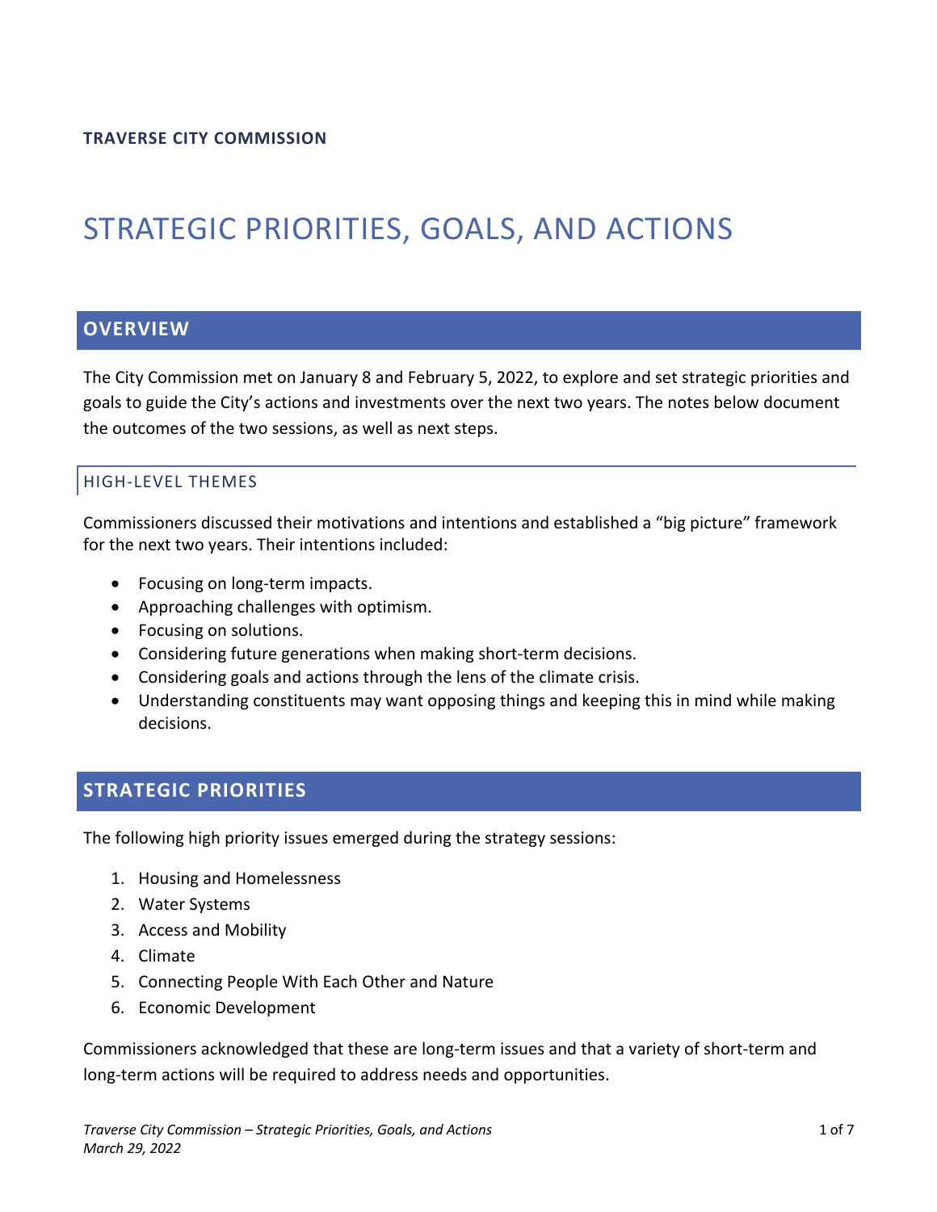**TRAVERSE CITY COMMISSION**

# STRATEGIC PRIORITIES, GOALS, AND ACTIONS

## OVERVIEW

The City Commission met on January 8 and February 5, 2022, to explore and set strategic priorities and goals to guide the City's actions and investments over the next two years. The notes below document the outcomes of the two sessions, as well as next steps.

### HIGH-LEVEL THEMES

Commissioners discussed their motivations and intentions and established a "big picture" framework for the next two years. Their intentions included:

- Focusing on long-term impacts.
- Approaching challenges with optimism.
- Focusing on solutions.
- Considering future generations when making short-term decisions.
- Considering goals and actions through the lens of the climate crisis.
- Understanding constituents may want opposing things and keeping this in mind while making decisions.

## STRATEGIC PRIORITIES

The following high priority issues emerged during the strategy sessions:

1. Housing and Homelessness
2. Water Systems
3. Access and Mobility
4. Climate
5. Connecting People With Each Other and Nature
6. Economic Development

Commissioners acknowledged that these are long-term issues and that a variety of short-term and long-term actions will be required to address needs and opportunities.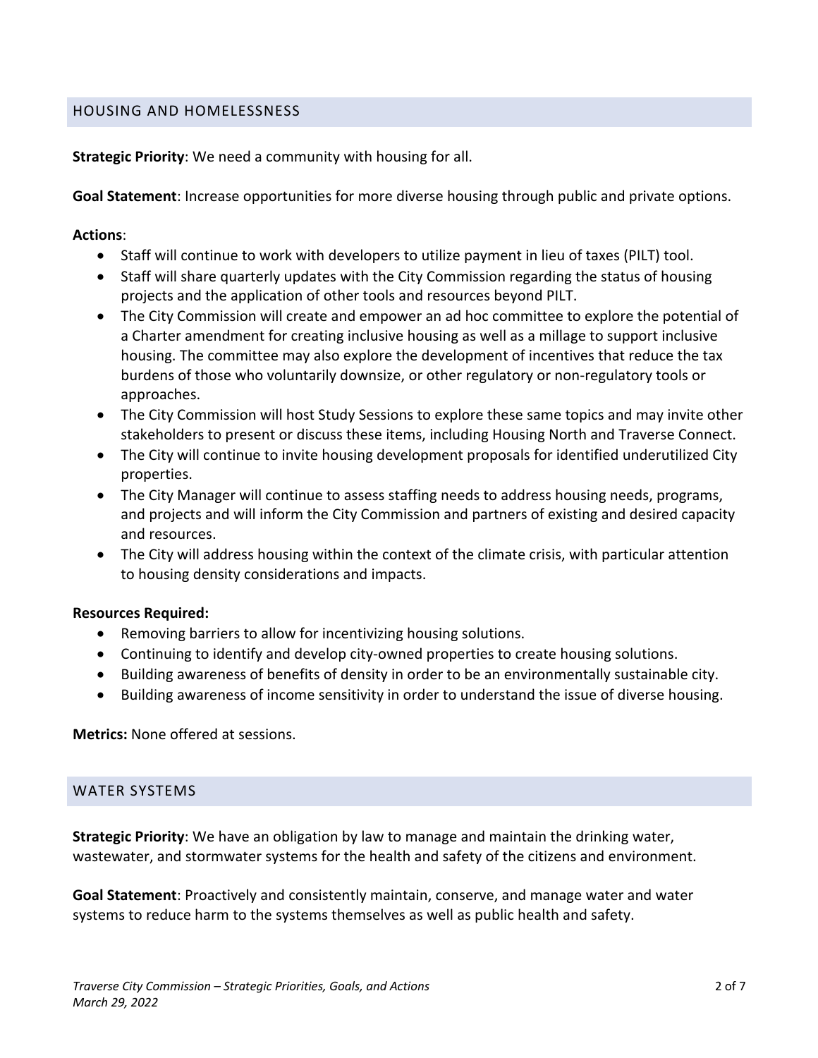## HOUSING AND HOMELESSNESS

**Strategic Priority**: We need a community with housing for all.

**Goal Statement**: Increase opportunities for more diverse housing through public and private options.

**Actions**:

- Staff will continue to work with developers to utilize payment in lieu of taxes (PILT) tool.
- Staff will share quarterly updates with the City Commission regarding the status of housing projects and the application of other tools and resources beyond PILT.
- The City Commission will create and empower an ad hoc committee to explore the potential of a Charter amendment for creating inclusive housing as well as a millage to support inclusive housing. The committee may also explore the development of incentives that reduce the tax burdens of those who voluntarily downsize, or other regulatory or non-regulatory tools or approaches.
- The City Commission will host Study Sessions to explore these same topics and may invite other stakeholders to present or discuss these items, including Housing North and Traverse Connect.
- The City will continue to invite housing development proposals for identified underutilized City properties.
- The City Manager will continue to assess staffing needs to address housing needs, programs, and projects and will inform the City Commission and partners of existing and desired capacity and resources.
- The City will address housing within the context of the climate crisis, with particular attention to housing density considerations and impacts.

**Resources Required:**

- Removing barriers to allow for incentivizing housing solutions.
- Continuing to identify and develop city-owned properties to create housing solutions.
- Building awareness of benefits of density in order to be an environmentally sustainable city.
- Building awareness of income sensitivity in order to understand the issue of diverse housing.

**Metrics:** None offered at sessions.

## WATER SYSTEMS

**Strategic Priority**: We have an obligation by law to manage and maintain the drinking water, wastewater, and stormwater systems for the health and safety of the citizens and environment.

**Goal Statement**: Proactively and consistently maintain, conserve, and manage water and water systems to reduce harm to the systems themselves as well as public health and safety.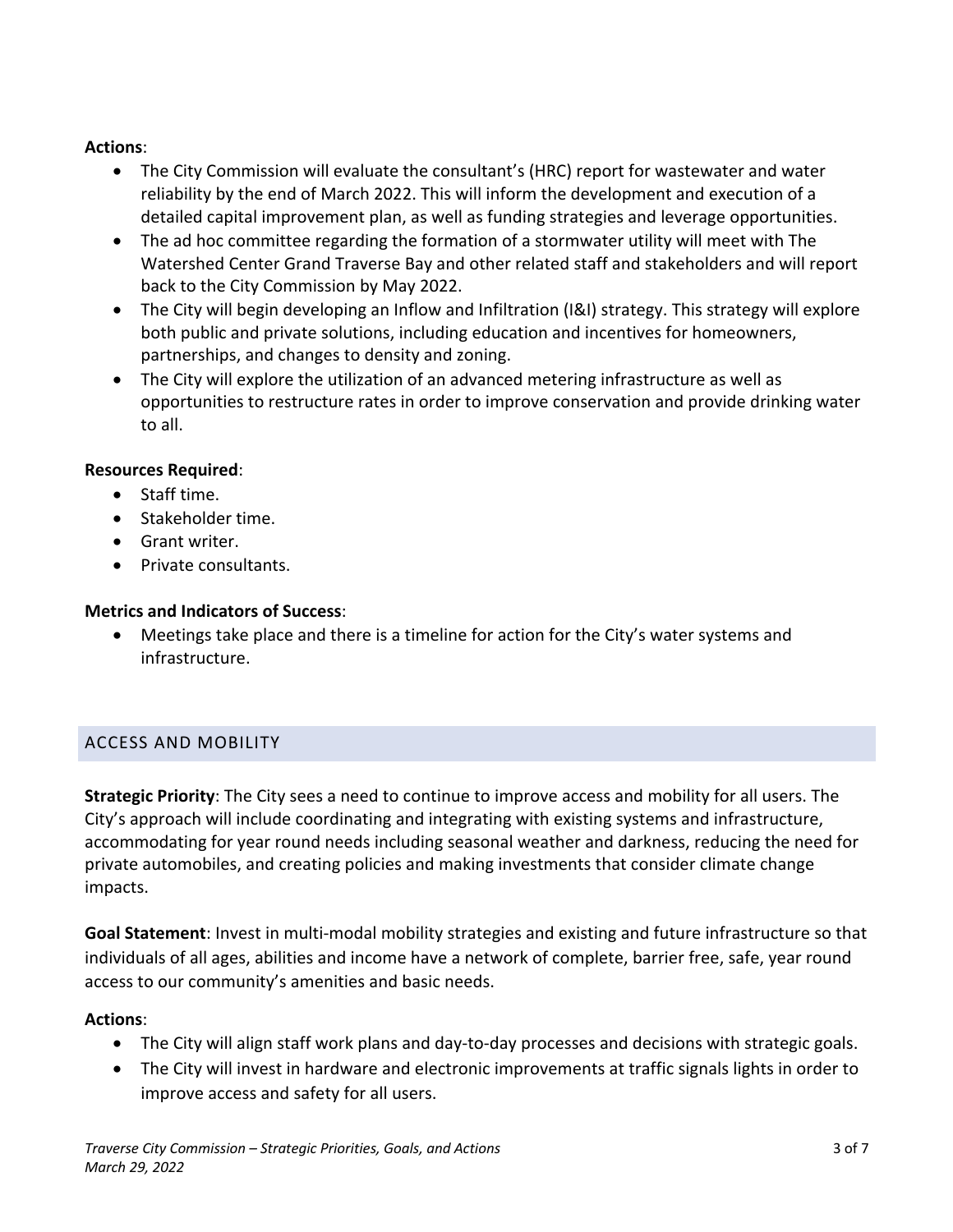**Actions**:

- The City Commission will evaluate the consultant's (HRC) report for wastewater and water reliability by the end of March 2022. This will inform the development and execution of a detailed capital improvement plan, as well as funding strategies and leverage opportunities.
- The ad hoc committee regarding the formation of a stormwater utility will meet with The Watershed Center Grand Traverse Bay and other related staff and stakeholders and will report back to the City Commission by May 2022.
- The City will begin developing an Inflow and Infiltration (I&I) strategy. This strategy will explore both public and private solutions, including education and incentives for homeowners, partnerships, and changes to density and zoning.
- The City will explore the utilization of an advanced metering infrastructure as well as opportunities to restructure rates in order to improve conservation and provide drinking water to all.

**Resources Required**:

- Staff time.
- Stakeholder time.
- Grant writer.
- Private consultants.

**Metrics and Indicators of Success**:

- Meetings take place and there is a timeline for action for the City's water systems and infrastructure.

## ACCESS AND MOBILITY

**Strategic Priority**: The City sees a need to continue to improve access and mobility for all users. The City's approach will include coordinating and integrating with existing systems and infrastructure, accommodating for year round needs including seasonal weather and darkness, reducing the need for private automobiles, and creating policies and making investments that consider climate change impacts.

**Goal Statement**: Invest in multi-modal mobility strategies and existing and future infrastructure so that individuals of all ages, abilities and income have a network of complete, barrier free, safe, year round access to our community's amenities and basic needs.

**Actions**:

- The City will align staff work plans and day-to-day processes and decisions with strategic goals.
- The City will invest in hardware and electronic improvements at traffic signals lights in order to improve access and safety for all users.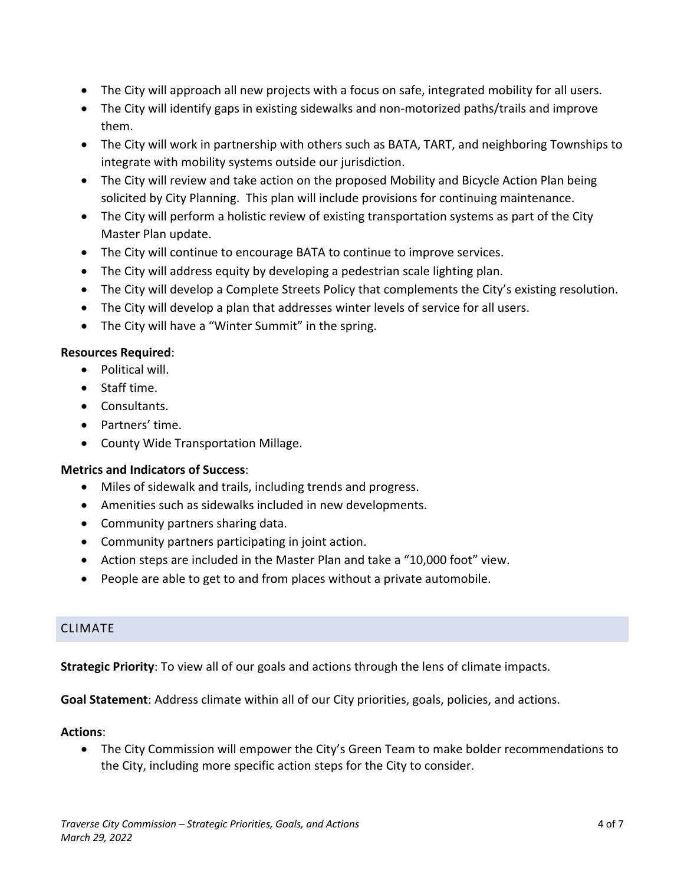- The City will approach all new projects with a focus on safe, integrated mobility for all users.
- The City will identify gaps in existing sidewalks and non-motorized paths/trails and improve them.
- The City will work in partnership with others such as BATA, TART, and neighboring Townships to integrate with mobility systems outside our jurisdiction.
- The City will review and take action on the proposed Mobility and Bicycle Action Plan being solicited by City Planning. This plan will include provisions for continuing maintenance.
- The City will perform a holistic review of existing transportation systems as part of the City Master Plan update.
- The City will continue to encourage BATA to continue to improve services.
- The City will address equity by developing a pedestrian scale lighting plan.
- The City will develop a Complete Streets Policy that complements the City's existing resolution.
- The City will develop a plan that addresses winter levels of service for all users.
- The City will have a "Winter Summit" in the spring.

**Resources Required**:

- Political will.
- Staff time.
- Consultants.
- Partners' time.
- County Wide Transportation Millage.

**Metrics and Indicators of Success**:

- Miles of sidewalk and trails, including trends and progress.
- Amenities such as sidewalks included in new developments.
- Community partners sharing data.
- Community partners participating in joint action.
- Action steps are included in the Master Plan and take a "10,000 foot" view.
- People are able to get to and from places without a private automobile.

## CLIMATE

**Strategic Priority**: To view all of our goals and actions through the lens of climate impacts.

**Goal Statement**: Address climate within all of our City priorities, goals, policies, and actions.

**Actions**:

- The City Commission will empower the City's Green Team to make bolder recommendations to the City, including more specific action steps for the City to consider.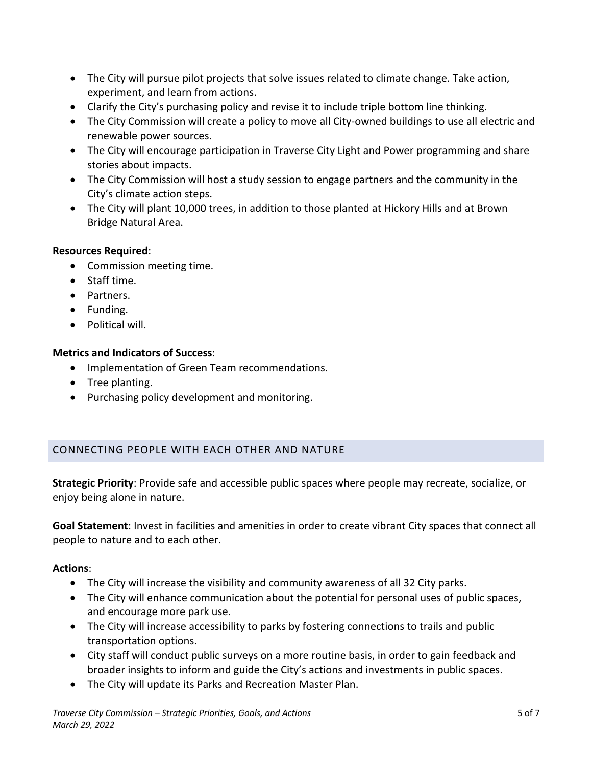- The City will pursue pilot projects that solve issues related to climate change. Take action, experiment, and learn from actions.
- Clarify the City's purchasing policy and revise it to include triple bottom line thinking.
- The City Commission will create a policy to move all City-owned buildings to use all electric and renewable power sources.
- The City will encourage participation in Traverse City Light and Power programming and share stories about impacts.
- The City Commission will host a study session to engage partners and the community in the City's climate action steps.
- The City will plant 10,000 trees, in addition to those planted at Hickory Hills and at Brown Bridge Natural Area.

**Resources Required**:

- Commission meeting time.
- Staff time.
- Partners.
- Funding.
- Political will.

**Metrics and Indicators of Success**:

- Implementation of Green Team recommendations.
- Tree planting.
- Purchasing policy development and monitoring.

## CONNECTING PEOPLE WITH EACH OTHER AND NATURE

**Strategic Priority**: Provide safe and accessible public spaces where people may recreate, socialize, or enjoy being alone in nature.

**Goal Statement**: Invest in facilities and amenities in order to create vibrant City spaces that connect all people to nature and to each other.

**Actions**:

- The City will increase the visibility and community awareness of all 32 City parks.
- The City will enhance communication about the potential for personal uses of public spaces, and encourage more park use.
- The City will increase accessibility to parks by fostering connections to trails and public transportation options.
- City staff will conduct public surveys on a more routine basis, in order to gain feedback and broader insights to inform and guide the City's actions and investments in public spaces.
- The City will update its Parks and Recreation Master Plan.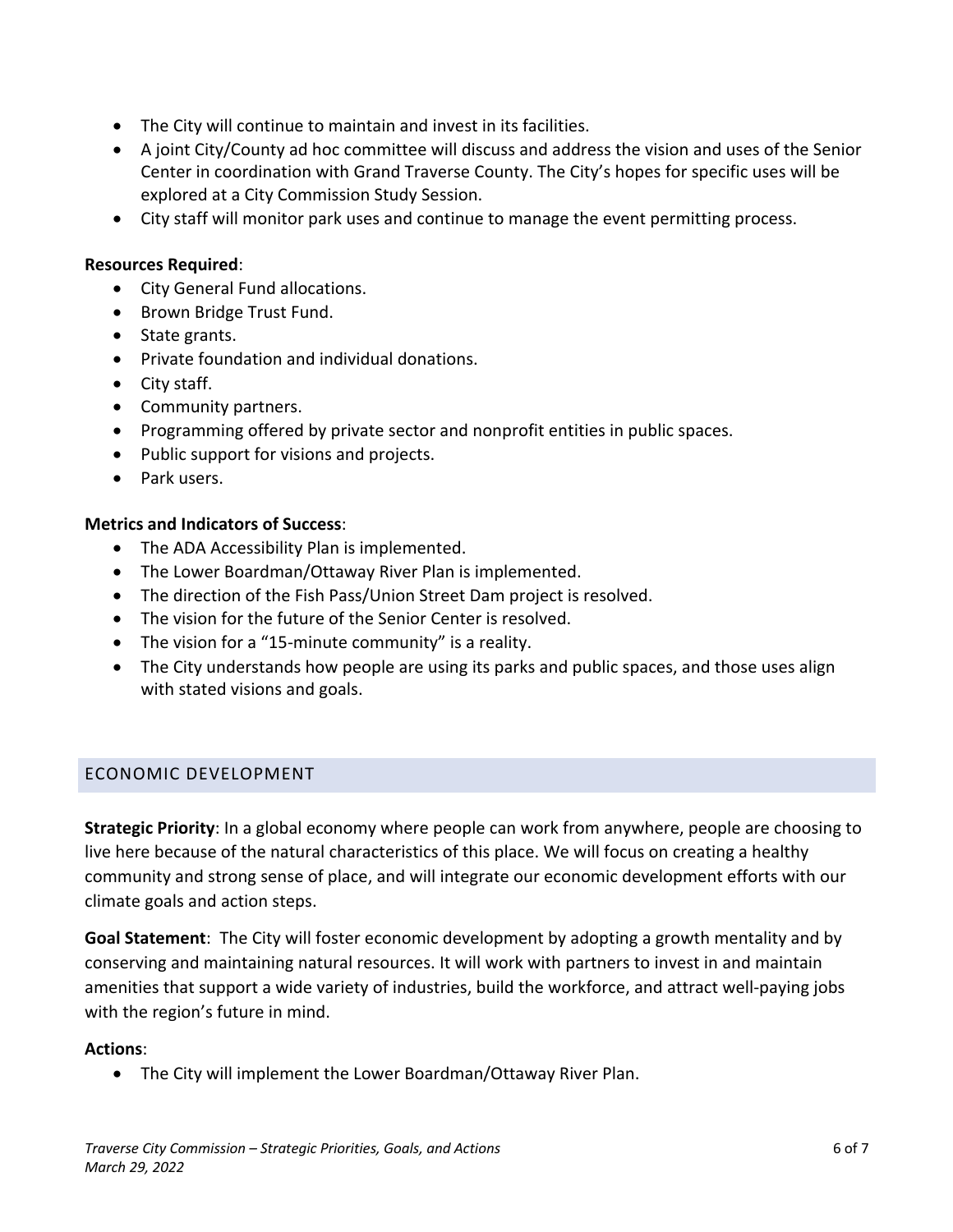- The City will continue to maintain and invest in its facilities.
- A joint City/County ad hoc committee will discuss and address the vision and uses of the Senior Center in coordination with Grand Traverse County. The City's hopes for specific uses will be explored at a City Commission Study Session.
- City staff will monitor park uses and continue to manage the event permitting process.

**Resources Required**:

- City General Fund allocations.
- Brown Bridge Trust Fund.
- State grants.
- Private foundation and individual donations.
- City staff.
- Community partners.
- Programming offered by private sector and nonprofit entities in public spaces.
- Public support for visions and projects.
- Park users.

**Metrics and Indicators of Success**:

- The ADA Accessibility Plan is implemented.
- The Lower Boardman/Ottaway River Plan is implemented.
- The direction of the Fish Pass/Union Street Dam project is resolved.
- The vision for the future of the Senior Center is resolved.
- The vision for a "15-minute community" is a reality.
- The City understands how people are using its parks and public spaces, and those uses align with stated visions and goals.

## ECONOMIC DEVELOPMENT

**Strategic Priority**: In a global economy where people can work from anywhere, people are choosing to live here because of the natural characteristics of this place. We will focus on creating a healthy community and strong sense of place, and will integrate our economic development efforts with our climate goals and action steps.

**Goal Statement**: The City will foster economic development by adopting a growth mentality and by conserving and maintaining natural resources. It will work with partners to invest in and maintain amenities that support a wide variety of industries, build the workforce, and attract well-paying jobs with the region's future in mind.

**Actions**:

- The City will implement the Lower Boardman/Ottaway River Plan.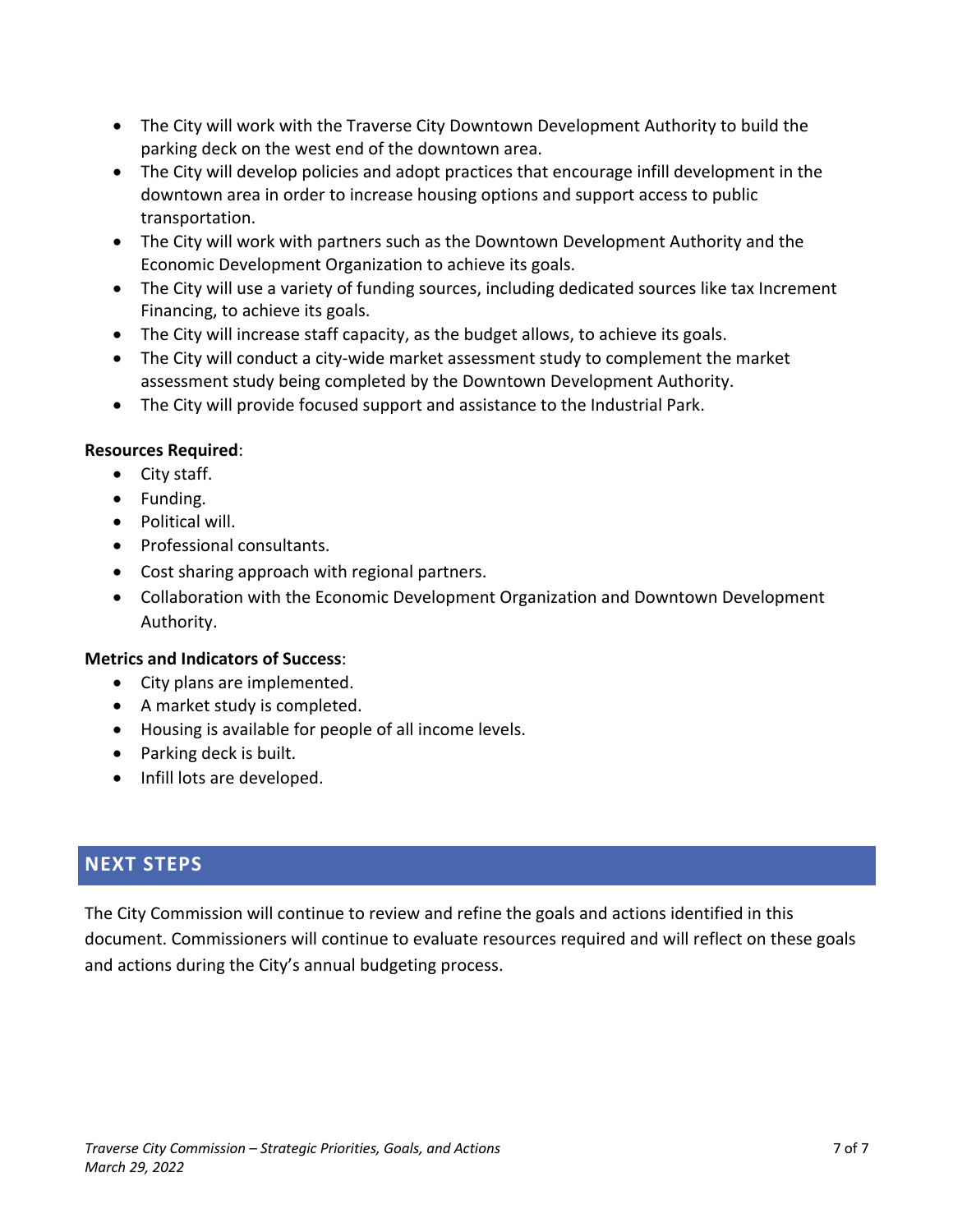- The City will work with the Traverse City Downtown Development Authority to build the parking deck on the west end of the downtown area.
- The City will develop policies and adopt practices that encourage infill development in the downtown area in order to increase housing options and support access to public transportation.
- The City will work with partners such as the Downtown Development Authority and the Economic Development Organization to achieve its goals.
- The City will use a variety of funding sources, including dedicated sources like tax Increment Financing, to achieve its goals.
- The City will increase staff capacity, as the budget allows, to achieve its goals.
- The City will conduct a city-wide market assessment study to complement the market assessment study being completed by the Downtown Development Authority.
- The City will provide focused support and assistance to the Industrial Park.

**Resources Required**:

- City staff.
- Funding.
- Political will.
- Professional consultants.
- Cost sharing approach with regional partners.
- Collaboration with the Economic Development Organization and Downtown Development Authority.

**Metrics and Indicators of Success**:

- City plans are implemented.
- A market study is completed.
- Housing is available for people of all income levels.
- Parking deck is built.
- Infill lots are developed.

## NEXT STEPS

The City Commission will continue to review and refine the goals and actions identified in this document. Commissioners will continue to evaluate resources required and will reflect on these goals and actions during the City's annual budgeting process.